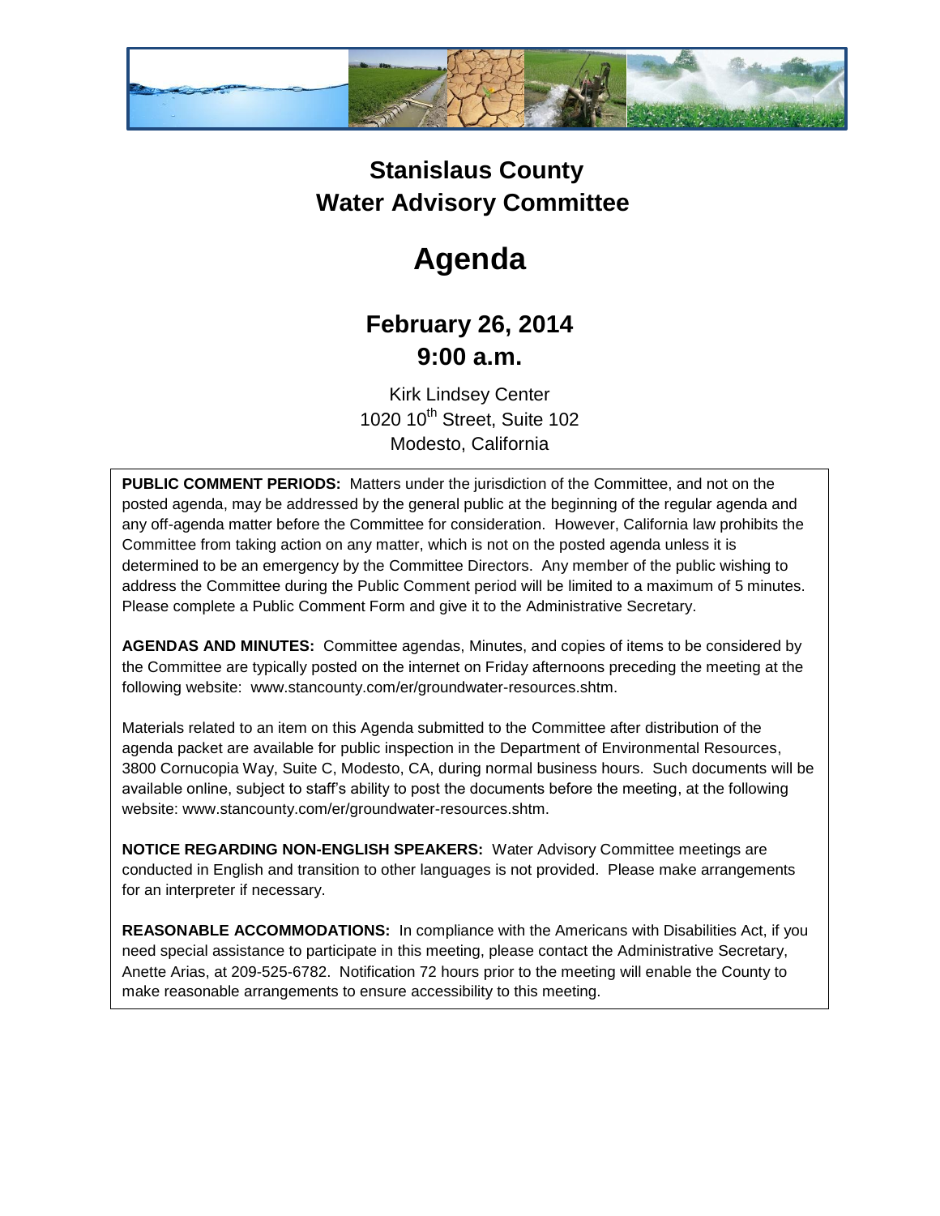# Stanislaus County Water Advisory Committee

# Agenda

## February 26, 2014
## 9:00 a.m.

Kirk Lindsey Center
1020 10th Street, Suite 102
Modesto, California

**PUBLIC COMMENT PERIODS:** Matters under the jurisdiction of the Committee, and not on the posted agenda, may be addressed by the general public at the beginning of the regular agenda and any off-agenda matter before the Committee for consideration. However, California law prohibits the Committee from taking action on any matter, which is not on the posted agenda unless it is determined to be an emergency by the Committee Directors. Any member of the public wishing to address the Committee during the Public Comment period will be limited to a maximum of 5 minutes. Please complete a Public Comment Form and give it to the Administrative Secretary.

**AGENDAS AND MINUTES:** Committee agendas, Minutes, and copies of items to be considered by the Committee are typically posted on the internet on Friday afternoons preceding the meeting at the following website: www.stancounty.com/er/groundwater-resources.shtm.

Materials related to an item on this Agenda submitted to the Committee after distribution of the agenda packet are available for public inspection in the Department of Environmental Resources, 3800 Cornucopia Way, Suite C, Modesto, CA, during normal business hours. Such documents will be available online, subject to staff's ability to post the documents before the meeting, at the following website: www.stancounty.com/er/groundwater-resources.shtm.

**NOTICE REGARDING NON-ENGLISH SPEAKERS:** Water Advisory Committee meetings are conducted in English and transition to other languages is not provided. Please make arrangements for an interpreter if necessary.

**REASONABLE ACCOMMODATIONS:** In compliance with the Americans with Disabilities Act, if you need special assistance to participate in this meeting, please contact the Administrative Secretary, Anette Arias, at 209-525-6782. Notification 72 hours prior to the meeting will enable the County to make reasonable arrangements to ensure accessibility to this meeting.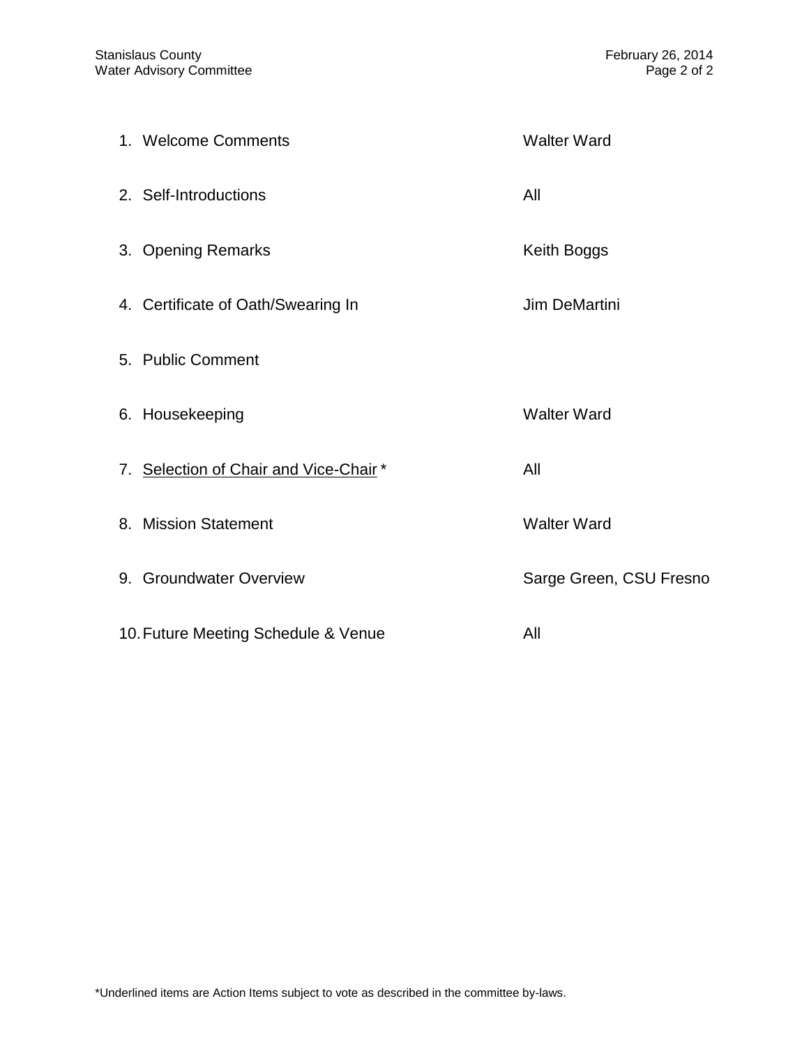| | |
|---|---|
| 1. Welcome Comments | Walter Ward |
| 2. Self-Introductions | All |
| 3. Opening Remarks | Keith Boggs |
| 4. Certificate of Oath/Swearing In | Jim DeMartini |
| 5. Public Comment | |
| 6. Housekeeping | Walter Ward |
| 7. <u>Selection of Chair and Vice-Chair</u> * | All |
| 8. Mission Statement | Walter Ward |
| 9. Groundwater Overview | Sarge Green, CSU Fresno |
| 10. Future Meeting Schedule & Venue | All |

*Underlined items are Action Items subject to vote as described in the committee by-laws.